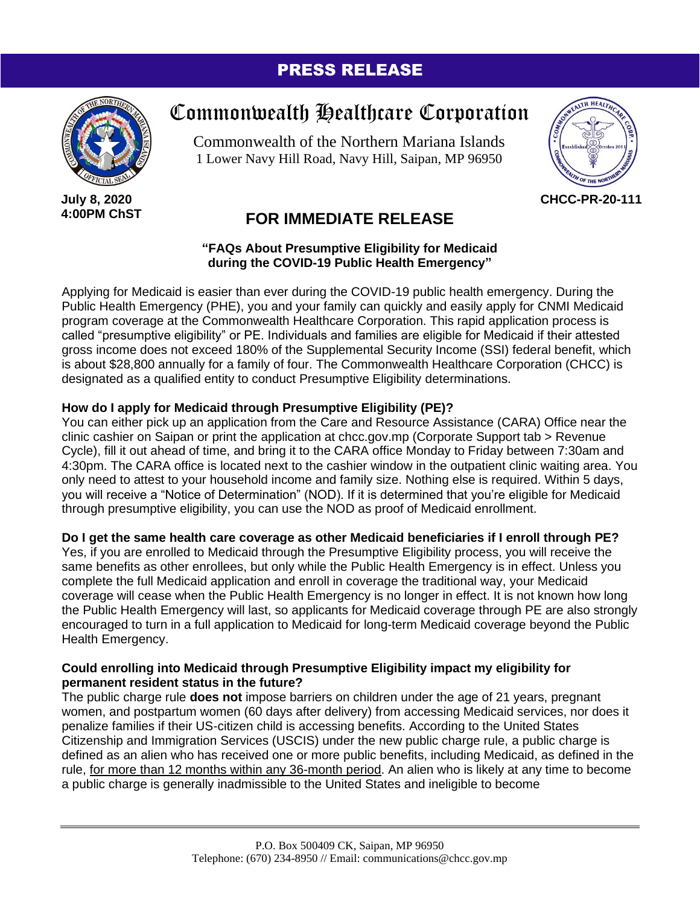# PRESS RELEASE

## Commonwealth Healthcare Corporation

Commonwealth of the Northern Mariana Islands
1 Lower Navy Hill Road, Navy Hill, Saipan, MP 96950

**July 8, 2020**
**4:00PM ChST**

**CHCC-PR-20-111**

## FOR IMMEDIATE RELEASE

**"FAQs About Presumptive Eligibility for Medicaid during the COVID-19 Public Health Emergency"**

Applying for Medicaid is easier than ever during the COVID-19 public health emergency. During the Public Health Emergency (PHE), you and your family can quickly and easily apply for CNMI Medicaid program coverage at the Commonwealth Healthcare Corporation. This rapid application process is called "presumptive eligibility" or PE. Individuals and families are eligible for Medicaid if their attested gross income does not exceed 180% of the Supplemental Security Income (SSI) federal benefit, which is about $28,800 annually for a family of four. The Commonwealth Healthcare Corporation (CHCC) is designated as a qualified entity to conduct Presumptive Eligibility determinations.

**How do I apply for Medicaid through Presumptive Eligibility (PE)?**
You can either pick up an application from the Care and Resource Assistance (CARA) Office near the clinic cashier on Saipan or print the application at chcc.gov.mp (Corporate Support tab > Revenue Cycle), fill it out ahead of time, and bring it to the CARA office Monday to Friday between 7:30am and 4:30pm. The CARA office is located next to the cashier window in the outpatient clinic waiting area. You only need to attest to your household income and family size. Nothing else is required. Within 5 days, you will receive a "Notice of Determination" (NOD). If it is determined that you're eligible for Medicaid through presumptive eligibility, you can use the NOD as proof of Medicaid enrollment.

**Do I get the same health care coverage as other Medicaid beneficiaries if I enroll through PE?**
Yes, if you are enrolled to Medicaid through the Presumptive Eligibility process, you will receive the same benefits as other enrollees, but only while the Public Health Emergency is in effect. Unless you complete the full Medicaid application and enroll in coverage the traditional way, your Medicaid coverage will cease when the Public Health Emergency is no longer in effect. It is not known how long the Public Health Emergency will last, so applicants for Medicaid coverage through PE are also strongly encouraged to turn in a full application to Medicaid for long-term Medicaid coverage beyond the Public Health Emergency.

**Could enrolling into Medicaid through Presumptive Eligibility impact my eligibility for permanent resident status in the future?**
The public charge rule **does not** impose barriers on children under the age of 21 years, pregnant women, and postpartum women (60 days after delivery) from accessing Medicaid services, nor does it penalize families if their US-citizen child is accessing benefits. According to the United States Citizenship and Immigration Services (USCIS) under the new public charge rule, a public charge is defined as an alien who has received one or more public benefits, including Medicaid, as defined in the rule, for more than 12 months within any 36-month period. An alien who is likely at any time to become a public charge is generally inadmissible to the United States and ineligible to become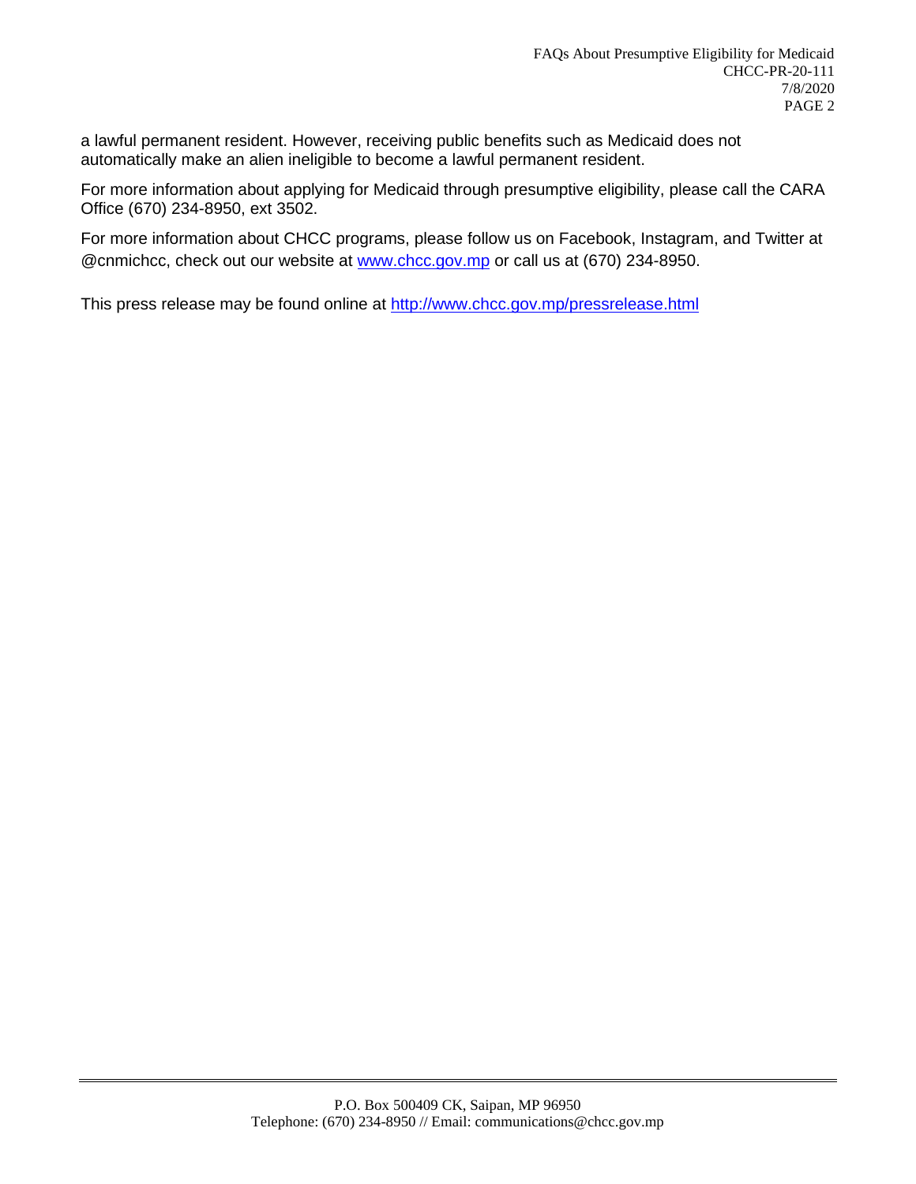a lawful permanent resident. However, receiving public benefits such as Medicaid does not automatically make an alien ineligible to become a lawful permanent resident.

For more information about applying for Medicaid through presumptive eligibility, please call the CARA Office (670) 234-8950, ext 3502.

For more information about CHCC programs, please follow us on Facebook, Instagram, and Twitter at @cnmichcc, check out our website at [www.chcc.gov.mp](http://www.chcc.gov.mp) or call us at (670) 234-8950.

This press release may be found online at [http://www.chcc.gov.mp/pressrelease.html](http://www.chcc.gov.mp/pressrelease.html)